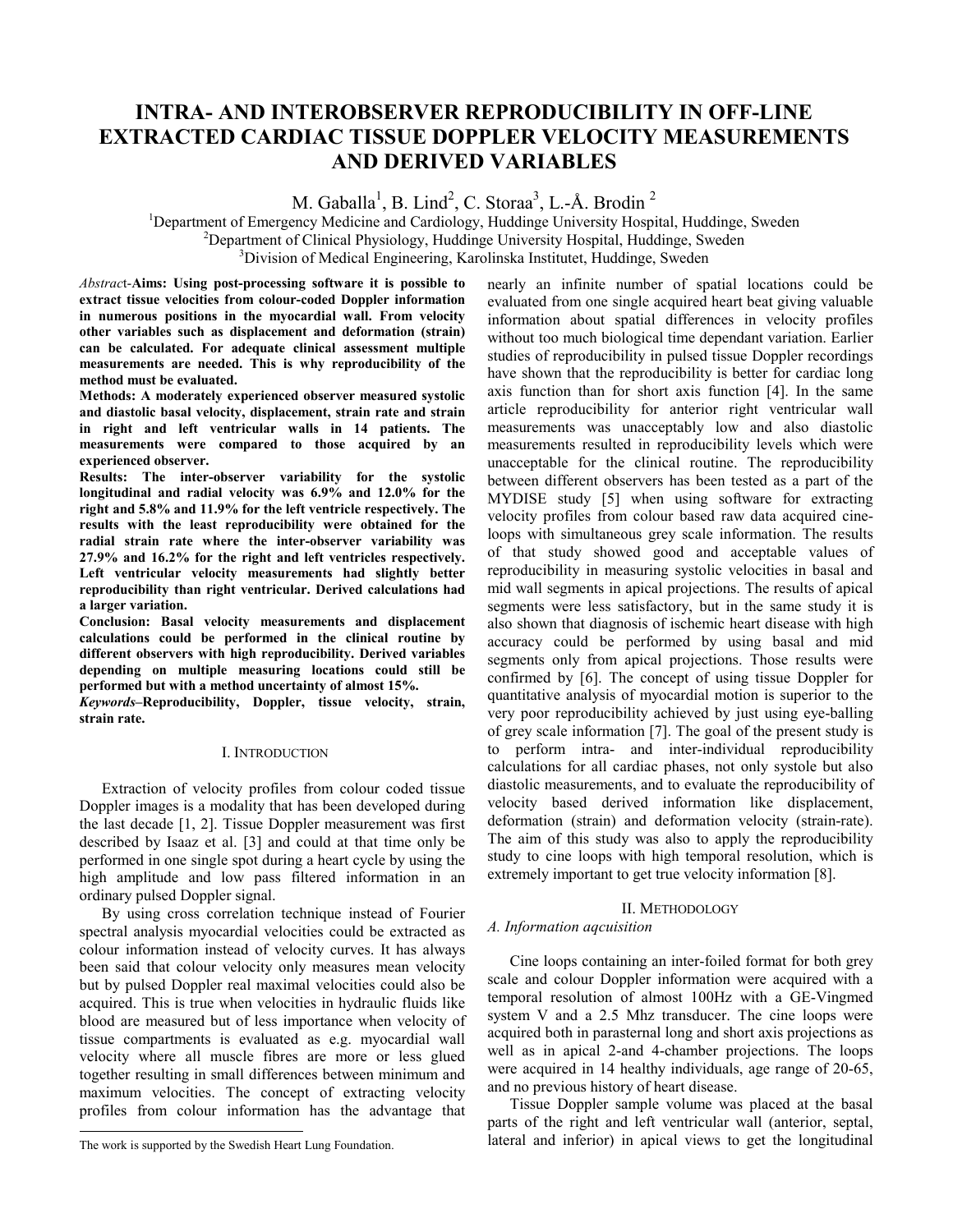# INTRA- AND INTEROBSERVER REPRODUCIBILITY IN OFF-LINE EXTRACTED CARDIAC TISSUE DOPPLER VELOCITY MEASUREMENTS AND DERIVED VARIABLES

M. Gaballa[1], B. Lind[2], C. Storaa[3], L.-Å. Brodin [2]

[1]Department of Emergency Medicine and Cardiology, Huddinge University Hospital, Huddinge, Sweden
[2]Department of Clinical Physiology, Huddinge University Hospital, Huddinge, Sweden
[3]Division of Medical Engineering, Karolinska Institutet, Huddinge, Sweden

*Abstract*-**Aims: Using post-processing software it is possible to extract tissue velocities from colour-coded Doppler information in numerous positions in the myocardial wall. From velocity other variables such as displacement and deformation (strain) can be calculated. For adequate clinical assessment multiple measurements are needed. This is why reproducibility of the method must be evaluated.**

**Methods: A moderately experienced observer measured systolic and diastolic basal velocity, displacement, strain rate and strain in right and left ventricular walls in 14 patients. The measurements were compared to those acquired by an experienced observer.**

**Results: The inter-observer variability for the systolic longitudinal and radial velocity was 6.9% and 12.0% for the right and 5.8% and 11.9% for the left ventricle respectively. The results with the least reproducibility were obtained for the radial strain rate where the inter-observer variability was 27.9% and 16.2% for the right and left ventricles respectively. Left ventricular velocity measurements had slightly better reproducibility than right ventricular. Derived calculations had a larger variation.**

**Conclusion: Basal velocity measurements and displacement calculations could be performed in the clinical routine by different observers with high reproducibility. Derived variables depending on multiple measuring locations could still be performed but with a method uncertainty of almost 15%.**

***Keywords*–Reproducibility, Doppler, tissue velocity, strain, strain rate.**

## I. Introduction

Extraction of velocity profiles from colour coded tissue Doppler images is a modality that has been developed during the last decade [1, 2]. Tissue Doppler measurement was first described by Isaaz et al. [3] and could at that time only be performed in one single spot during a heart cycle by using the high amplitude and low pass filtered information in an ordinary pulsed Doppler signal.

By using cross correlation technique instead of Fourier spectral analysis myocardial velocities could be extracted as colour information instead of velocity curves. It has always been said that colour velocity only measures mean velocity but by pulsed Doppler real maximal velocities could also be acquired. This is true when velocities in hydraulic fluids like blood are measured but of less importance when velocity of tissue compartments is evaluated as e.g. myocardial wall velocity where all muscle fibres are more or less glued together resulting in small differences between minimum and maximum velocities. The concept of extracting velocity profiles from colour information has the advantage that nearly an infinite number of spatial locations could be evaluated from one single acquired heart beat giving valuable information about spatial differences in velocity profiles without too much biological time dependant variation. Earlier studies of reproducibility in pulsed tissue Doppler recordings have shown that the reproducibility is better for cardiac long axis function than for short axis function [4]. In the same article reproducibility for anterior right ventricular wall measurements was unacceptably low and also diastolic measurements resulted in reproducibility levels which were unacceptable for the clinical routine. The reproducibility between different observers has been tested as a part of the MYDISE study [5] when using software for extracting velocity profiles from colour based raw data acquired cine-loops with simultaneous grey scale information. The results of that study showed good and acceptable values of reproducibility in measuring systolic velocities in basal and mid wall segments in apical projections. The results of apical segments were less satisfactory, but in the same study it is also shown that diagnosis of ischemic heart disease with high accuracy could be performed by using basal and mid segments only from apical projections. Those results were confirmed by [6]. The concept of using tissue Doppler for quantitative analysis of myocardial motion is superior to the very poor reproducibility achieved by just using eye-balling of grey scale information [7]. The goal of the present study is to perform intra- and inter-individual reproducibility calculations for all cardiac phases, not only systole but also diastolic measurements, and to evaluate the reproducibility of velocity based derived information like displacement, deformation (strain) and deformation velocity (strain-rate). The aim of this study was also to apply the reproducibility study to cine loops with high temporal resolution, which is extremely important to get true velocity information [8].

## II. Methodology

### A. Information aqcuisition

Cine loops containing an inter-foiled format for both grey scale and colour Doppler information were acquired with a temporal resolution of almost 100Hz with a GE-Vingmed system V and a 2.5 Mhz transducer. The cine loops were acquired both in parasternal long and short axis projections as well as in apical 2-and 4-chamber projections. The loops were acquired in 14 healthy individuals, age range of 20-65, and no previous history of heart disease.

Tissue Doppler sample volume was placed at the basal parts of the right and left ventricular wall (anterior, septal, lateral and inferior) in apical views to get the longitudinal

The work is supported by the Swedish Heart Lung Foundation.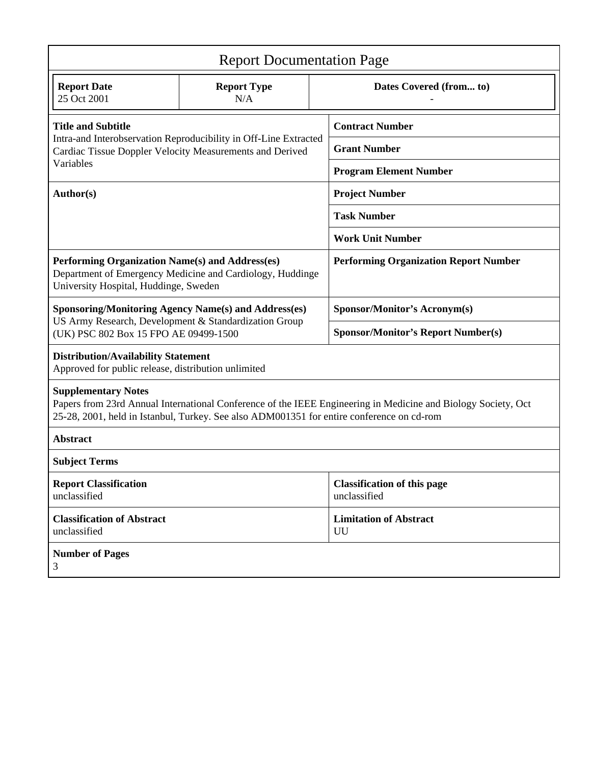# Report Documentation Page

| Report Date | Report Type | Dates Covered (from... to) |
|---|---|---|
| 25 Oct 2001 | N/A | - |

| | |
|---|---|
| **Title and Subtitle**<br>Intra-and Interobservation Reproducibility in Off-Line Extracted Cardiac Tissue Doppler Velocity Measurements and Derived Variables | **Contract Number** |
| | **Grant Number** |
| | **Program Element Number** |
| **Author(s)** | **Project Number** |
| | **Task Number** |
| | **Work Unit Number** |
| **Performing Organization Name(s) and Address(es)**<br>Department of Emergency Medicine and Cardiology, Huddinge University Hospital, Huddinge, Sweden | **Performing Organization Report Number** |
| **Sponsoring/Monitoring Agency Name(s) and Address(es)**<br>US Army Research, Development & Standardization Group (UK) PSC 802 Box 15 FPO AE 09499-1500 | **Sponsor/Monitor's Acronym(s)** |
| | **Sponsor/Monitor's Report Number(s)** |

**Distribution/Availability Statement**
Approved for public release, distribution unlimited

**Supplementary Notes**
Papers from 23rd Annual International Conference of the IEEE Engineering in Medicine and Biology Society, Oct 25-28, 2001, held in Istanbul, Turkey. See also ADM001351 for entire conference on cd-rom

**Abstract**

**Subject Terms**

| | |
|---|---|
| **Report Classification**<br>unclassified | **Classification of this page**<br>unclassified |
| **Classification of Abstract**<br>unclassified | **Limitation of Abstract**<br>UU |

**Number of Pages**
3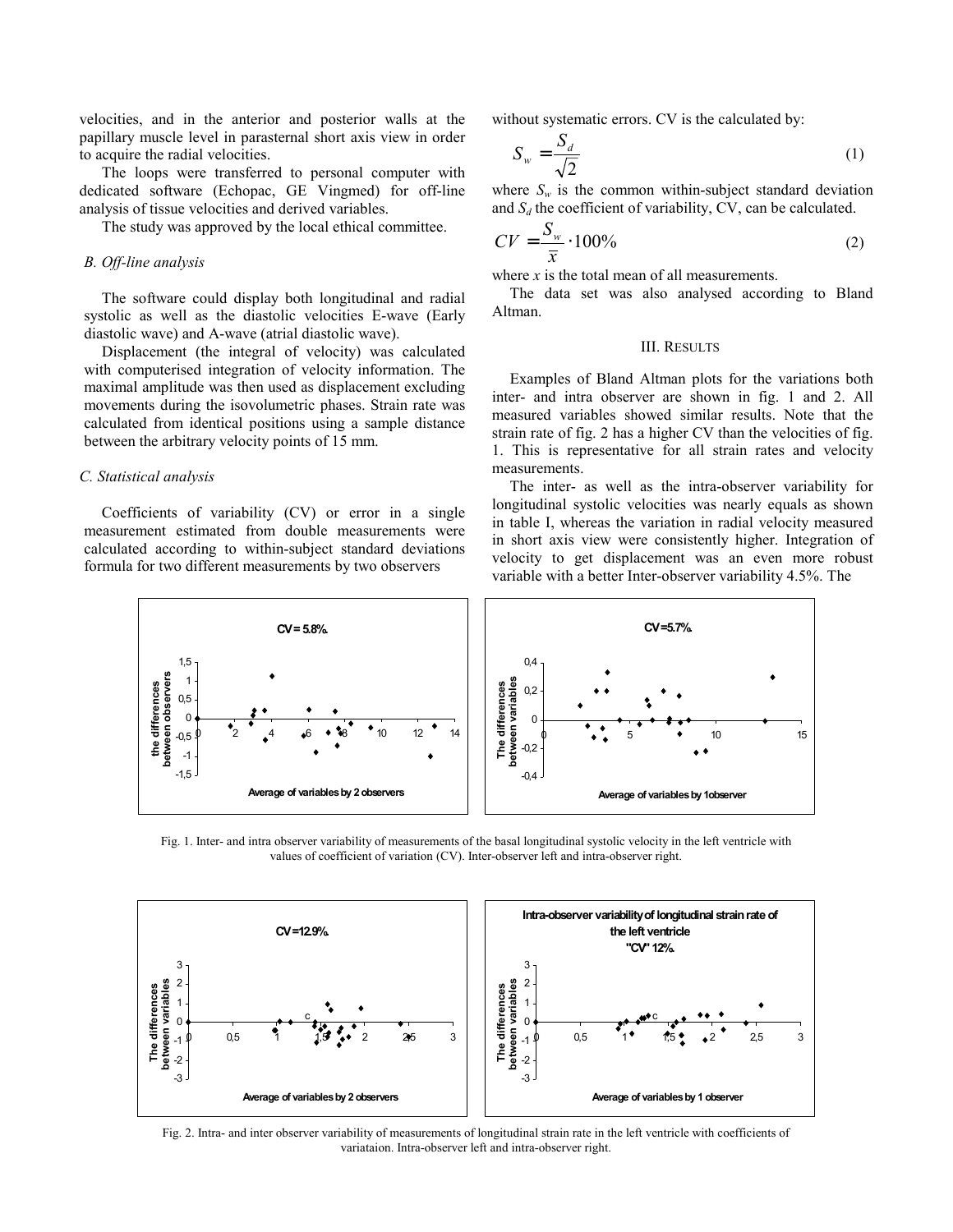velocities, and in the anterior and posterior walls at the papillary muscle level in parasternal short axis view in order to acquire the radial velocities.

The loops were transferred to personal computer with dedicated software (Echopac, GE Vingmed) for off-line analysis of tissue velocities and derived variables.

The study was approved by the local ethical committee.

### *B. Off-line analysis*

The software could display both longitudinal and radial systolic as well as the diastolic velocities E-wave (Early diastolic wave) and A-wave (atrial diastolic wave).

Displacement (the integral of velocity) was calculated with computerised integration of velocity information. The maximal amplitude was then used as displacement excluding movements during the isovolumetric phases. Strain rate was calculated from identical positions using a sample distance between the arbitrary velocity points of 15 mm.

### *C. Statistical analysis*

Coefficients of variability (CV) or error in a single measurement estimated from double measurements were calculated according to within-subject standard deviations formula for two different measurements by two observers without systematic errors. CV is the calculated by:

$$S_w = \frac{S_d}{\sqrt{2}} \qquad (1)$$

where $S_w$ is the common within-subject standard deviation and $S_d$ the coefficient of variability, CV, can be calculated.

$$CV = \frac{S_w}{\bar{x}} \cdot 100\% \qquad (2)$$

where $x$ is the total mean of all measurements.

The data set was also analysed according to Bland Altman.

## III. RESULTS

Examples of Bland Altman plots for the variations both inter- and intra observer are shown in fig. 1 and 2. All measured variables showed similar results. Note that the strain rate of fig. 2 has a higher CV than the velocities of fig. 1. This is representative for all strain rates and velocity measurements.

The inter- as well as the intra-observer variability for longitudinal systolic velocities was nearly equals as shown in table I, whereas the variation in radial velocity measured in short axis view were consistently higher. Integration of velocity to get displacement was an even more robust variable with a better Inter-observer variability 4.5%. The

Fig. 1. Inter- and intra observer variability of measurements of the basal longitudinal systolic velocity in the left ventricle with values of coefficient of variation (CV). Inter-observer left and intra-observer right.

Fig. 2. Intra- and inter observer variability of measurements of longitudinal strain rate in the left ventricle with coefficients of variataion. Intra-observer left and intra-observer right.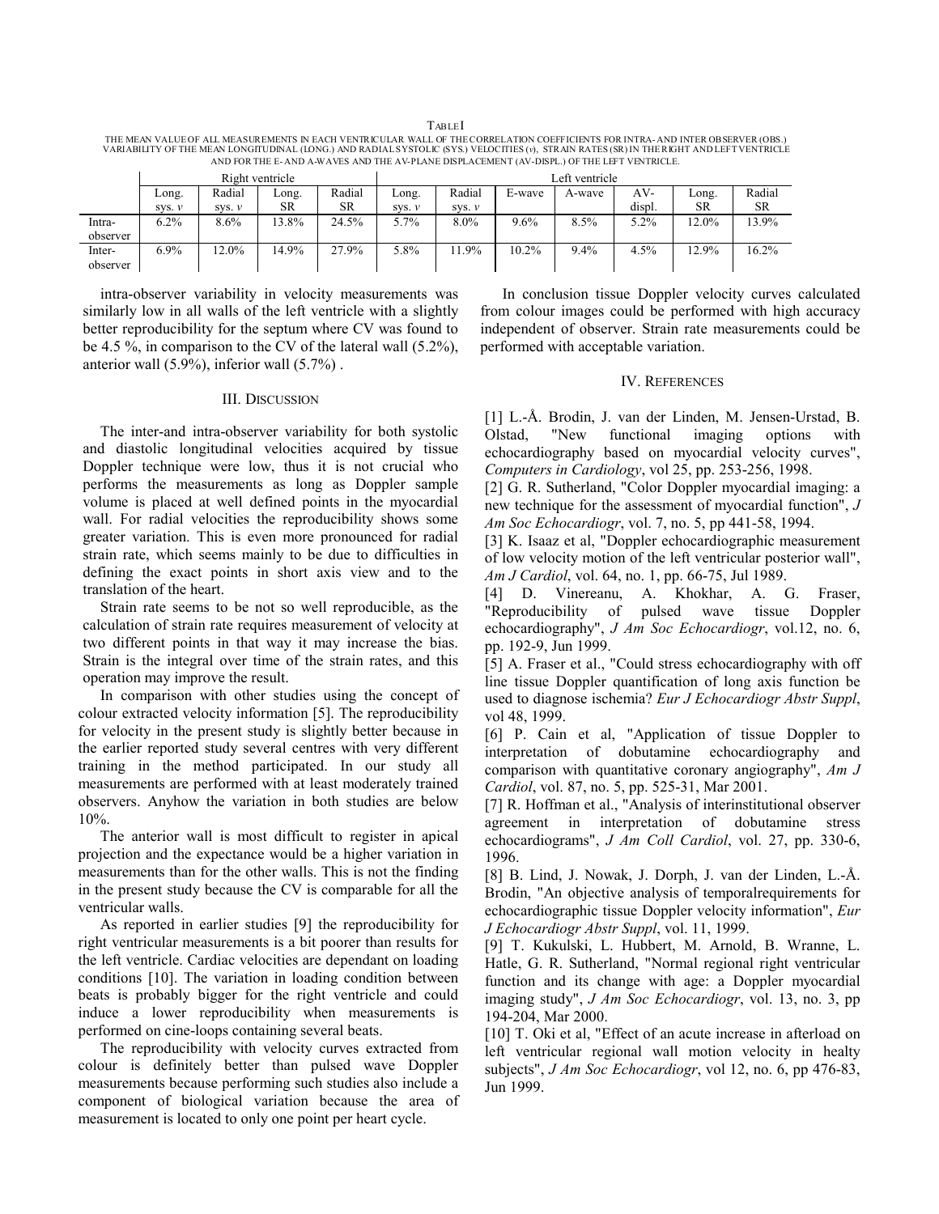TABLE I

THE MEAN VALUE OF ALL MEASUREMENTS IN EACH VENTRICULAR WALL OF THE CORRELATION COEFFICIENTS FOR INTRA- AND INTER OBSERVER (OBS.) VARIABILITY OF THE MEAN LONGITUDINAL (LONG.) AND RADIAL SYSTOLIC (SYS.) VELOCITIES ($v$), STRAIN RATES (SR) IN THE RIGHT AND LEFT VENTRICLE AND FOR THE E- AND A-WAVES AND THE AV-PLANE DISPLACEMENT (AV-DISPL.) OF THE LEFT VENTRICLE.

| | Right ventricle | | | | Left ventricle | | | | | | |
|---|---|---|---|---|---|---|---|---|---|---|---|
| | Long. sys. $v$ | Radial sys. $v$ | Long. SR | Radial SR | Long. sys. $v$ | Radial sys. $v$ | E-wave | A-wave | AV-displ. | Long. SR | Radial SR |
| Intra-observer | 6.2% | 8.6% | 13.8% | 24.5% | 5.7% | 8.0% | 9.6% | 8.5% | 5.2% | 12.0% | 13.9% |
| Inter-observer | 6.9% | 12.0% | 14.9% | 27.9% | 5.8% | 11.9% | 10.2% | 9.4% | 4.5% | 12.9% | 16.2% |

intra-observer variability in velocity measurements was similarly low in all walls of the left ventricle with a slightly better reproducibility for the septum where CV was found to be 4.5 %, in comparison to the CV of the lateral wall (5.2%), anterior wall (5.9%), inferior wall (5.7%) .

## III. DISCUSSION

The inter-and intra-observer variability for both systolic and diastolic longitudinal velocities acquired by tissue Doppler technique were low, thus it is not crucial who performs the measurements as long as Doppler sample volume is placed at well defined points in the myocardial wall. For radial velocities the reproducibility shows some greater variation. This is even more pronounced for radial strain rate, which seems mainly to be due to difficulties in defining the exact points in short axis view and to the translation of the heart.

Strain rate seems to be not so well reproducible, as the calculation of strain rate requires measurement of velocity at two different points in that way it may increase the bias. Strain is the integral over time of the strain rates, and this operation may improve the result.

In comparison with other studies using the concept of colour extracted velocity information [5]. The reproducibility for velocity in the present study is slightly better because in the earlier reported study several centres with very different training in the method participated. In our study all measurements are performed with at least moderately trained observers. Anyhow the variation in both studies are below 10%.

The anterior wall is most difficult to register in apical projection and the expectance would be a higher variation in measurements than for the other walls. This is not the finding in the present study because the CV is comparable for all the ventricular walls.

As reported in earlier studies [9] the reproducibility for right ventricular measurements is a bit poorer than results for the left ventricle. Cardiac velocities are dependant on loading conditions [10]. The variation in loading condition between beats is probably bigger for the right ventricle and could induce a lower reproducibility when measurements is performed on cine-loops containing several beats.

The reproducibility with velocity curves extracted from colour is definitely better than pulsed wave Doppler measurements because performing such studies also include a component of biological variation because the area of measurement is located to only one point per heart cycle.

In conclusion tissue Doppler velocity curves calculated from colour images could be performed with high accuracy independent of observer. Strain rate measurements could be performed with acceptable variation.

## IV. REFERENCES

[1] L.-Å. Brodin, J. van der Linden, M. Jensen-Urstad, B. Olstad, "New functional imaging options with echocardiography based on myocardial velocity curves", *Computers in Cardiology*, vol 25, pp. 253-256, 1998.

[2] G. R. Sutherland, "Color Doppler myocardial imaging: a new technique for the assessment of myocardial function", *J Am Soc Echocardiogr*, vol. 7, no. 5, pp 441-58, 1994.

[3] K. Isaaz et al, "Doppler echocardiographic measurement of low velocity motion of the left ventricular posterior wall", *Am J Cardiol*, vol. 64, no. 1, pp. 66-75, Jul 1989.

[4] D. Vinereanu, A. Khokhar, A. G. Fraser, "Reproducibility of pulsed wave tissue Doppler echocardiography", *J Am Soc Echocardiogr*, vol.12, no. 6, pp. 192-9, Jun 1999.

[5] A. Fraser et al., "Could stress echocardiography with off line tissue Doppler quantification of long axis function be used to diagnose ischemia? *Eur J Echocardiogr Abstr Suppl*, vol 48, 1999.

[6] P. Cain et al, "Application of tissue Doppler to interpretation of dobutamine echocardiography and comparison with quantitative coronary angiography", *Am J Cardiol*, vol. 87, no. 5, pp. 525-31, Mar 2001.

[7] R. Hoffman et al., "Analysis of interinstitutional observer agreement in interpretation of dobutamine stress echocardiograms", *J Am Coll Cardiol*, vol. 27, pp. 330-6, 1996.

[8] B. Lind, J. Nowak, J. Dorph, J. van der Linden, L.-Å. Brodin, "An objective analysis of temporalrequirements for echocardiographic tissue Doppler velocity information", *Eur J Echocardiogr Abstr Suppl*, vol. 11, 1999.

[9] T. Kukulski, L. Hubbert, M. Arnold, B. Wranne, L. Hatle, G. R. Sutherland, "Normal regional right ventricular function and its change with age: a Doppler myocardial imaging study", *J Am Soc Echocardiogr*, vol. 13, no. 3, pp 194-204, Mar 2000.

[10] T. Oki et al, "Effect of an acute increase in afterload on left ventricular regional wall motion velocity in healty subjects", *J Am Soc Echocardiogr*, vol 12, no. 6, pp 476-83, Jun 1999.